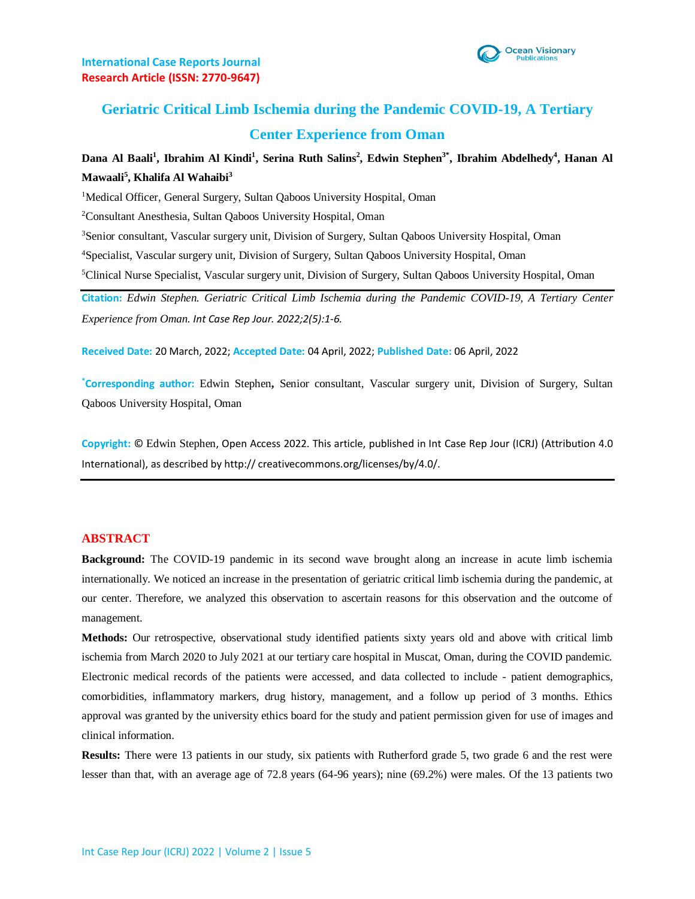International Case Reports Journal
Research Article (ISSN: 2770-9647)

# Geriatric Critical Limb Ischemia during the Pandemic COVID-19, A Tertiary Center Experience from Oman

**Dana Al Baali[1], Ibrahim Al Kindi[1], Serina Ruth Salins[2], Edwin Stephen[3*], Ibrahim Abdelhedy[4], Hanan Al Mawaali[5], Khalifa Al Wahaibi[3]**

[1]Medical Officer, General Surgery, Sultan Qaboos University Hospital, Oman

[2]Consultant Anesthesia, Sultan Qaboos University Hospital, Oman

[3]Senior consultant, Vascular surgery unit, Division of Surgery, Sultan Qaboos University Hospital, Oman

[4]Specialist, Vascular surgery unit, Division of Surgery, Sultan Qaboos University Hospital, Oman

[5]Clinical Nurse Specialist, Vascular surgery unit, Division of Surgery, Sultan Qaboos University Hospital, Oman

**Citation:** *Edwin Stephen. Geriatric Critical Limb Ischemia during the Pandemic COVID-19, A Tertiary Center Experience from Oman. Int Case Rep Jour. 2022;2(5):1-6.*

**Received Date:** 20 March, 2022; **Accepted Date:** 04 April, 2022; **Published Date:** 06 April, 2022

**[*]Corresponding author:** Edwin Stephen, Senior consultant, Vascular surgery unit, Division of Surgery, Sultan Qaboos University Hospital, Oman

**Copyright:** © Edwin Stephen, Open Access 2022. This article, published in Int Case Rep Jour (ICRJ) (Attribution 4.0 International), as described by http:// creativecommons.org/licenses/by/4.0/.

## ABSTRACT

**Background:** The COVID-19 pandemic in its second wave brought along an increase in acute limb ischemia internationally. We noticed an increase in the presentation of geriatric critical limb ischemia during the pandemic, at our center. Therefore, we analyzed this observation to ascertain reasons for this observation and the outcome of management.

**Methods:** Our retrospective, observational study identified patients sixty years old and above with critical limb ischemia from March 2020 to July 2021 at our tertiary care hospital in Muscat, Oman, during the COVID pandemic. Electronic medical records of the patients were accessed, and data collected to include - patient demographics, comorbidities, inflammatory markers, drug history, management, and a follow up period of 3 months. Ethics approval was granted by the university ethics board for the study and patient permission given for use of images and clinical information.

**Results:** There were 13 patients in our study, six patients with Rutherford grade 5, two grade 6 and the rest were lesser than that, with an average age of 72.8 years (64-96 years); nine (69.2%) were males. Of the 13 patients two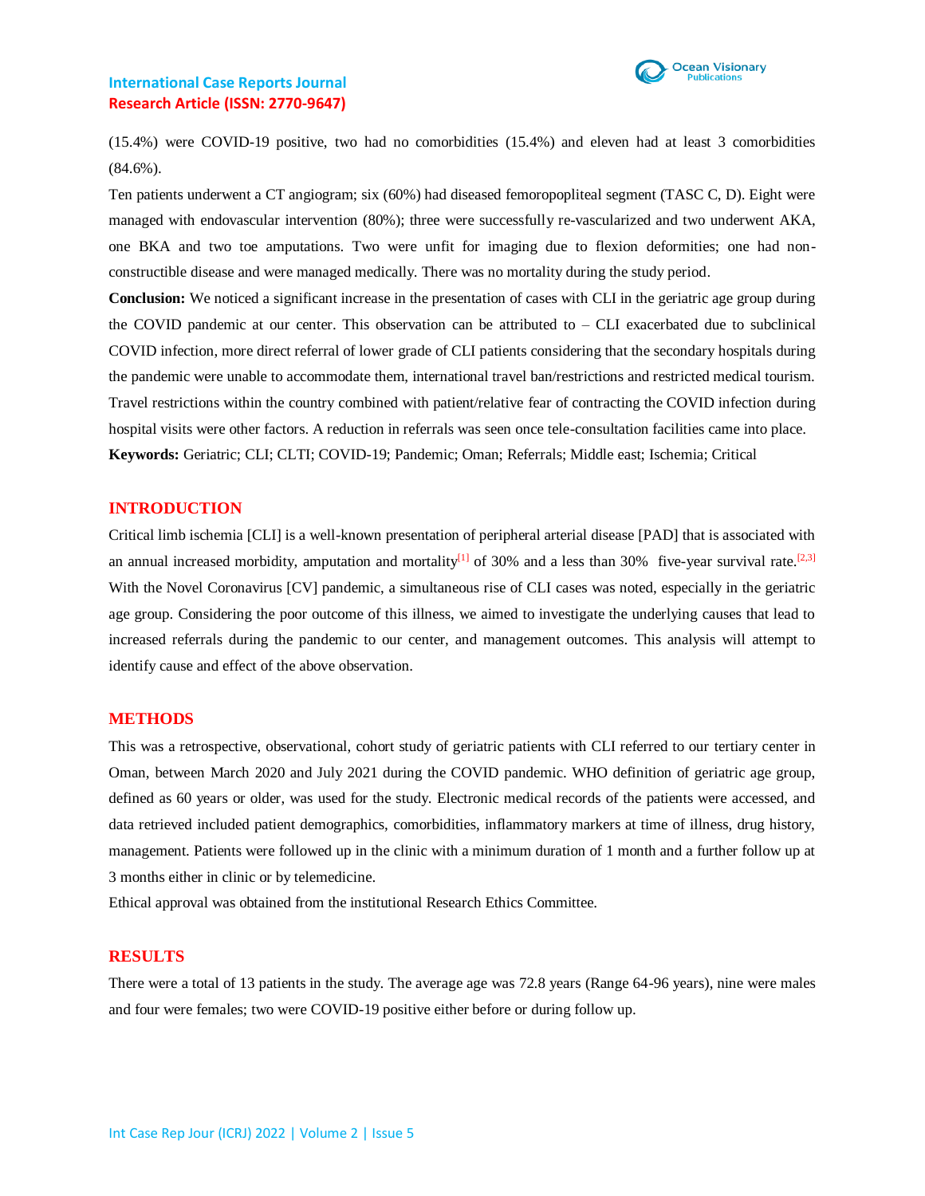(15.4%) were COVID-19 positive, two had no comorbidities (15.4%) and eleven had at least 3 comorbidities (84.6%).

Ten patients underwent a CT angiogram; six (60%) had diseased femoropopliteal segment (TASC C, D). Eight were managed with endovascular intervention (80%); three were successfully re-vascularized and two underwent AKA, one BKA and two toe amputations. Two were unfit for imaging due to flexion deformities; one had non-constructible disease and were managed medically. There was no mortality during the study period.

**Conclusion:** We noticed a significant increase in the presentation of cases with CLI in the geriatric age group during the COVID pandemic at our center. This observation can be attributed to – CLI exacerbated due to subclinical COVID infection, more direct referral of lower grade of CLI patients considering that the secondary hospitals during the pandemic were unable to accommodate them, international travel ban/restrictions and restricted medical tourism. Travel restrictions within the country combined with patient/relative fear of contracting the COVID infection during hospital visits were other factors. A reduction in referrals was seen once tele-consultation facilities came into place.

**Keywords:** Geriatric; CLI; CLTI; COVID-19; Pandemic; Oman; Referrals; Middle east; Ischemia; Critical

## INTRODUCTION

Critical limb ischemia [CLI] is a well-known presentation of peripheral arterial disease [PAD] that is associated with an annual increased morbidity, amputation and mortality[1] of 30% and a less than 30% five-year survival rate.[2,3] With the Novel Coronavirus [CV] pandemic, a simultaneous rise of CLI cases was noted, especially in the geriatric age group. Considering the poor outcome of this illness, we aimed to investigate the underlying causes that lead to increased referrals during the pandemic to our center, and management outcomes. This analysis will attempt to identify cause and effect of the above observation.

## METHODS

This was a retrospective, observational, cohort study of geriatric patients with CLI referred to our tertiary center in Oman, between March 2020 and July 2021 during the COVID pandemic. WHO definition of geriatric age group, defined as 60 years or older, was used for the study. Electronic medical records of the patients were accessed, and data retrieved included patient demographics, comorbidities, inflammatory markers at time of illness, drug history, management. Patients were followed up in the clinic with a minimum duration of 1 month and a further follow up at 3 months either in clinic or by telemedicine.

Ethical approval was obtained from the institutional Research Ethics Committee.

## RESULTS

There were a total of 13 patients in the study. The average age was 72.8 years (Range 64-96 years), nine were males and four were females; two were COVID-19 positive either before or during follow up.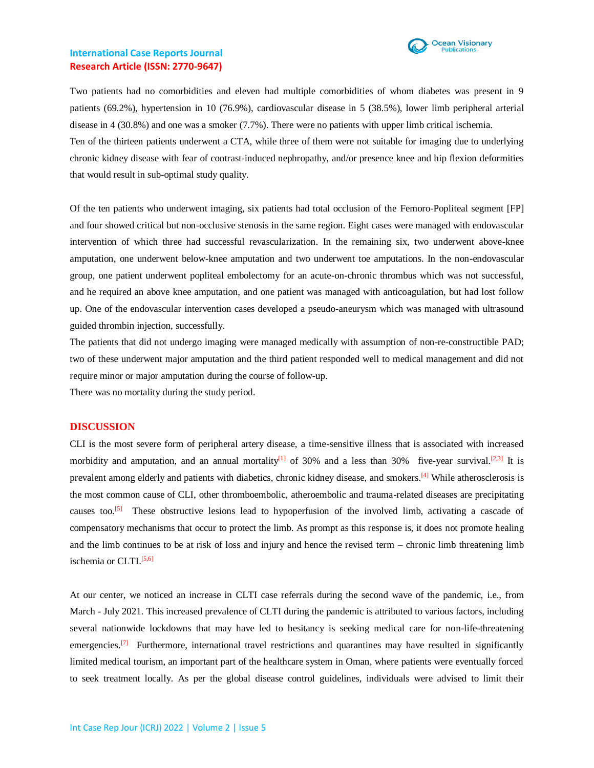Two patients had no comorbidities and eleven had multiple comorbidities of whom diabetes was present in 9 patients (69.2%), hypertension in 10 (76.9%), cardiovascular disease in 5 (38.5%), lower limb peripheral arterial disease in 4 (30.8%) and one was a smoker (7.7%). There were no patients with upper limb critical ischemia.
Ten of the thirteen patients underwent a CTA, while three of them were not suitable for imaging due to underlying chronic kidney disease with fear of contrast-induced nephropathy, and/or presence knee and hip flexion deformities that would result in sub-optimal study quality.

Of the ten patients who underwent imaging, six patients had total occlusion of the Femoro-Popliteal segment [FP] and four showed critical but non-occlusive stenosis in the same region. Eight cases were managed with endovascular intervention of which three had successful revascularization. In the remaining six, two underwent above-knee amputation, one underwent below-knee amputation and two underwent toe amputations. In the non-endovascular group, one patient underwent popliteal embolectomy for an acute-on-chronic thrombus which was not successful, and he required an above knee amputation, and one patient was managed with anticoagulation, but had lost follow up. One of the endovascular intervention cases developed a pseudo-aneurysm which was managed with ultrasound guided thrombin injection, successfully.
The patients that did not undergo imaging were managed medically with assumption of non-re-constructible PAD; two of these underwent major amputation and the third patient responded well to medical management and did not require minor or major amputation during the course of follow-up.
There was no mortality during the study period.

## DISCUSSION

CLI is the most severe form of peripheral artery disease, a time-sensitive illness that is associated with increased morbidity and amputation, and an annual mortality[1] of 30% and a less than 30% five-year survival.[2,3] It is prevalent among elderly and patients with diabetics, chronic kidney disease, and smokers.[4] While atherosclerosis is the most common cause of CLI, other thromboembolic, atheroembolic and trauma-related diseases are precipitating causes too.[5] These obstructive lesions lead to hypoperfusion of the involved limb, activating a cascade of compensatory mechanisms that occur to protect the limb. As prompt as this response is, it does not promote healing and the limb continues to be at risk of loss and injury and hence the revised term – chronic limb threatening limb ischemia or CLTI.[5,6]

At our center, we noticed an increase in CLTI case referrals during the second wave of the pandemic, i.e., from March - July 2021. This increased prevalence of CLTI during the pandemic is attributed to various factors, including several nationwide lockdowns that may have led to hesitancy is seeking medical care for non-life-threatening emergencies.[7] Furthermore, international travel restrictions and quarantines may have resulted in significantly limited medical tourism, an important part of the healthcare system in Oman, where patients were eventually forced to seek treatment locally. As per the global disease control guidelines, individuals were advised to limit their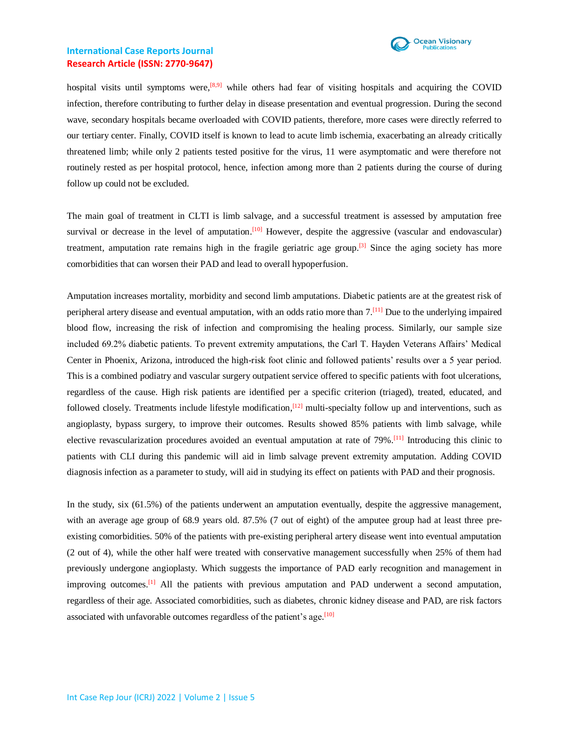hospital visits until symptoms were,[8,9] while others had fear of visiting hospitals and acquiring the COVID infection, therefore contributing to further delay in disease presentation and eventual progression. During the second wave, secondary hospitals became overloaded with COVID patients, therefore, more cases were directly referred to our tertiary center. Finally, COVID itself is known to lead to acute limb ischemia, exacerbating an already critically threatened limb; while only 2 patients tested positive for the virus, 11 were asymptomatic and were therefore not routinely rested as per hospital protocol, hence, infection among more than 2 patients during the course of during follow up could not be excluded.

The main goal of treatment in CLTI is limb salvage, and a successful treatment is assessed by amputation free survival or decrease in the level of amputation.[10] However, despite the aggressive (vascular and endovascular) treatment, amputation rate remains high in the fragile geriatric age group.[3] Since the aging society has more comorbidities that can worsen their PAD and lead to overall hypoperfusion.

Amputation increases mortality, morbidity and second limb amputations. Diabetic patients are at the greatest risk of peripheral artery disease and eventual amputation, with an odds ratio more than 7.[11] Due to the underlying impaired blood flow, increasing the risk of infection and compromising the healing process. Similarly, our sample size included 69.2% diabetic patients. To prevent extremity amputations, the Carl T. Hayden Veterans Affairs' Medical Center in Phoenix, Arizona, introduced the high-risk foot clinic and followed patients' results over a 5 year period. This is a combined podiatry and vascular surgery outpatient service offered to specific patients with foot ulcerations, regardless of the cause. High risk patients are identified per a specific criterion (triaged), treated, educated, and followed closely. Treatments include lifestyle modification,[12] multi-specialty follow up and interventions, such as angioplasty, bypass surgery, to improve their outcomes. Results showed 85% patients with limb salvage, while elective revascularization procedures avoided an eventual amputation at rate of 79%.[11] Introducing this clinic to patients with CLI during this pandemic will aid in limb salvage prevent extremity amputation. Adding COVID diagnosis infection as a parameter to study, will aid in studying its effect on patients with PAD and their prognosis.

In the study, six (61.5%) of the patients underwent an amputation eventually, despite the aggressive management, with an average age group of 68.9 years old. 87.5% (7 out of eight) of the amputee group had at least three pre-existing comorbidities. 50% of the patients with pre-existing peripheral artery disease went into eventual amputation (2 out of 4), while the other half were treated with conservative management successfully when 25% of them had previously undergone angioplasty. Which suggests the importance of PAD early recognition and management in improving outcomes.[1] All the patients with previous amputation and PAD underwent a second amputation, regardless of their age. Associated comorbidities, such as diabetes, chronic kidney disease and PAD, are risk factors associated with unfavorable outcomes regardless of the patient's age.[10]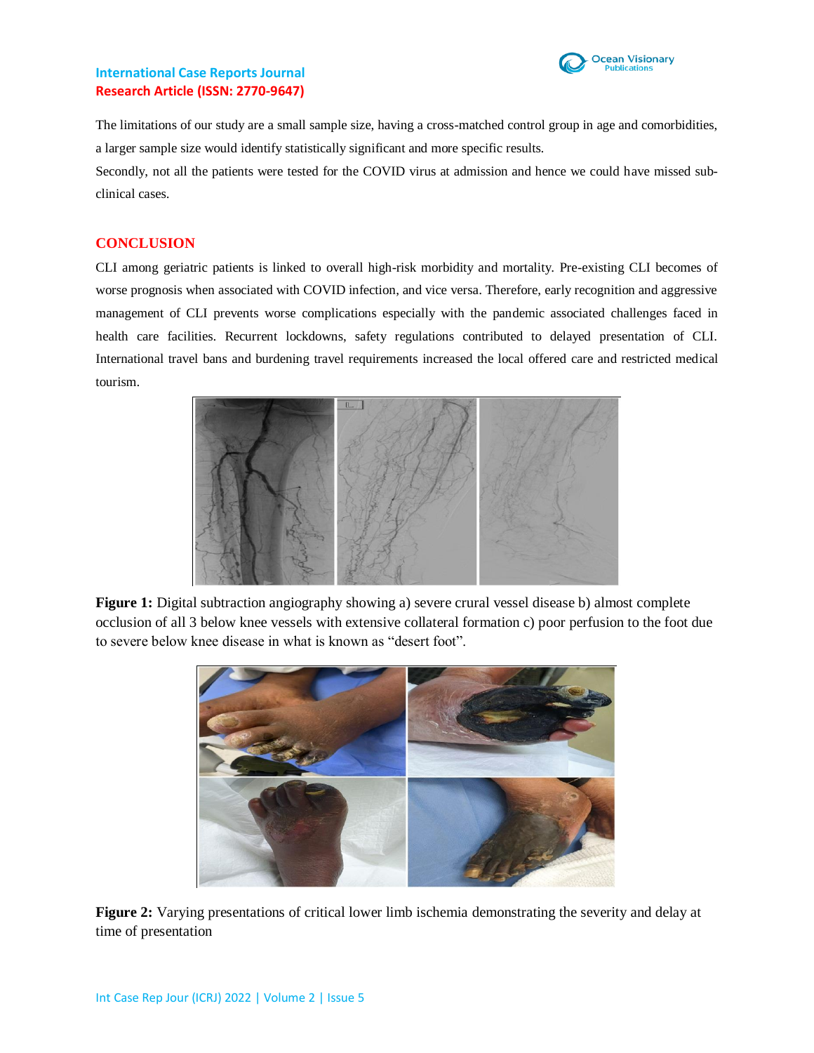The limitations of our study are a small sample size, having a cross-matched control group in age and comorbidities, a larger sample size would identify statistically significant and more specific results.

Secondly, not all the patients were tested for the COVID virus at admission and hence we could have missed sub-clinical cases.

## CONCLUSION

CLI among geriatric patients is linked to overall high-risk morbidity and mortality. Pre-existing CLI becomes of worse prognosis when associated with COVID infection, and vice versa. Therefore, early recognition and aggressive management of CLI prevents worse complications especially with the pandemic associated challenges faced in health care facilities. Recurrent lockdowns, safety regulations contributed to delayed presentation of CLI. International travel bans and burdening travel requirements increased the local offered care and restricted medical tourism.

**Figure 1:** Digital subtraction angiography showing a) severe crural vessel disease b) almost complete occlusion of all 3 below knee vessels with extensive collateral formation c) poor perfusion to the foot due to severe below knee disease in what is known as "desert foot".

**Figure 2:** Varying presentations of critical lower limb ischemia demonstrating the severity and delay at time of presentation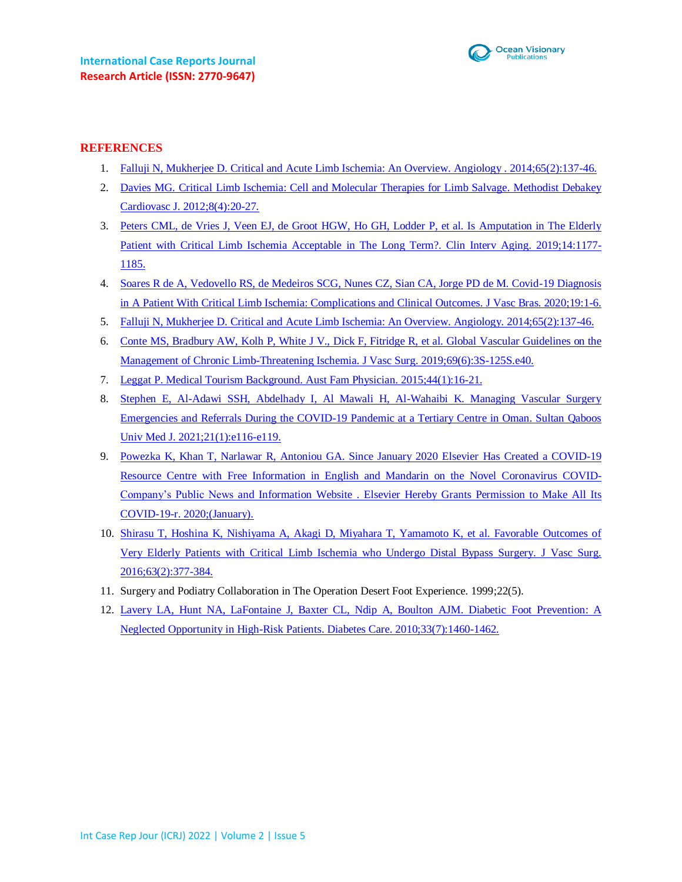## REFERENCES

1. Falluji N, Mukherjee D. Critical and Acute Limb Ischemia: An Overview. Angiology . 2014;65(2):137-46.
2. Davies MG. Critical Limb Ischemia: Cell and Molecular Therapies for Limb Salvage. Methodist Debakey Cardiovasc J. 2012;8(4):20-27.
3. Peters CML, de Vries J, Veen EJ, de Groot HGW, Ho GH, Lodder P, et al. Is Amputation in The Elderly Patient with Critical Limb Ischemia Acceptable in The Long Term?. Clin Interv Aging. 2019;14:1177-1185.
4. Soares R de A, Vedovello RS, de Medeiros SCG, Nunes CZ, Sian CA, Jorge PD de M. Covid-19 Diagnosis in A Patient With Critical Limb Ischemia: Complications and Clinical Outcomes. J Vasc Bras. 2020;19:1-6.
5. Falluji N, Mukherjee D. Critical and Acute Limb Ischemia: An Overview. Angiology. 2014;65(2):137-46.
6. Conte MS, Bradbury AW, Kolh P, White J V., Dick F, Fitridge R, et al. Global Vascular Guidelines on the Management of Chronic Limb-Threatening Ischemia. J Vasc Surg. 2019;69(6):3S-125S.e40.
7. Leggat P. Medical Tourism Background. Aust Fam Physician. 2015;44(1):16-21.
8. Stephen E, Al-Adawi SSH, Abdelhady I, Al Mawali H, Al-Wahaibi K. Managing Vascular Surgery Emergencies and Referrals During the COVID-19 Pandemic at a Tertiary Centre in Oman. Sultan Qaboos Univ Med J. 2021;21(1):e116-e119.
9. Powezka K, Khan T, Narlawar R, Antoniou GA. Since January 2020 Elsevier Has Created a COVID-19 Resource Centre with Free Information in English and Mandarin on the Novel Coronavirus COVID-Company's Public News and Information Website . Elsevier Hereby Grants Permission to Make All Its COVID-19-r. 2020;(January).
10. Shirasu T, Hoshina K, Nishiyama A, Akagi D, Miyahara T, Yamamoto K, et al. Favorable Outcomes of Very Elderly Patients with Critical Limb Ischemia who Undergo Distal Bypass Surgery. J Vasc Surg. 2016;63(2):377-384.
11. Surgery and Podiatry Collaboration in The Operation Desert Foot Experience. 1999;22(5).
12. Lavery LA, Hunt NA, LaFontaine J, Baxter CL, Ndip A, Boulton AJM. Diabetic Foot Prevention: A Neglected Opportunity in High-Risk Patients. Diabetes Care. 2010;33(7):1460-1462.